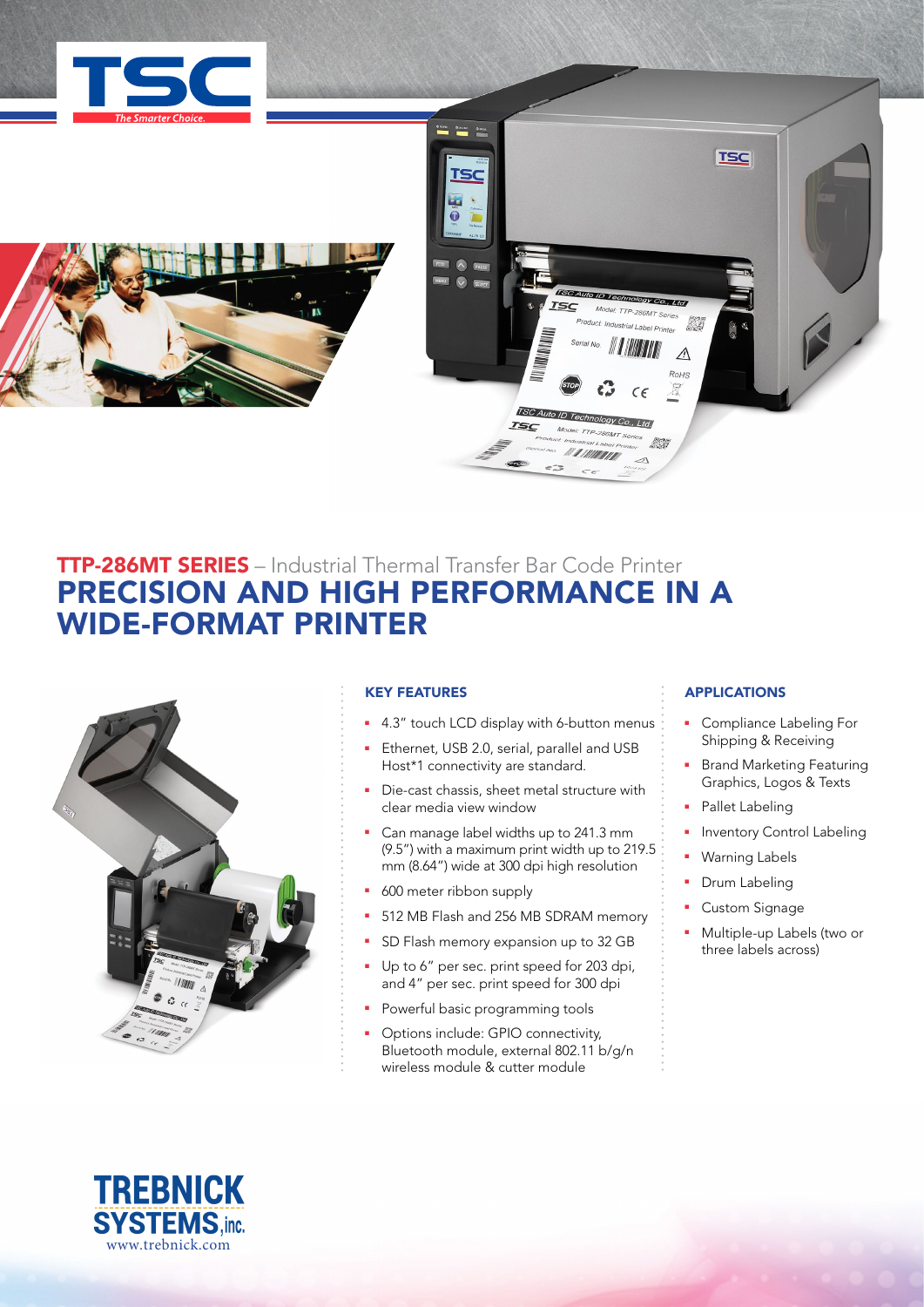# TTP-286MT SERIES – Industrial Thermal Transfer Bar Code Printer

## PRECISION AND HIGH PERFORMANCE IN A WIDE-FORMAT PRINTER

### KEY FEATURES

- 4.3" touch LCD display with 6-button menus
- Ethernet, USB 2.0, serial, parallel and USB Host*1 connectivity are standard.
- Die-cast chassis, sheet metal structure with clear media view window
- Can manage label widths up to 241.3 mm (9.5") with a maximum print width up to 219.5 mm (8.64") wide at 300 dpi high resolution
- 600 meter ribbon supply
- 512 MB Flash and 256 MB SDRAM memory
- SD Flash memory expansion up to 32 GB
- Up to 6" per sec. print speed for 203 dpi, and 4" per sec. print speed for 300 dpi
- Powerful basic programming tools
- Options include: GPIO connectivity, Bluetooth module, external 802.11 b/g/n wireless module & cutter module

### APPLICATIONS

- Compliance Labeling For Shipping & Receiving
- Brand Marketing Featuring Graphics, Logos & Texts
- Pallet Labeling
- Inventory Control Labeling
- Warning Labels
- Drum Labeling
- Custom Signage
- Multiple-up Labels (two or three labels across)

TREBNICK SYSTEMS, inc.
www.trebnick.com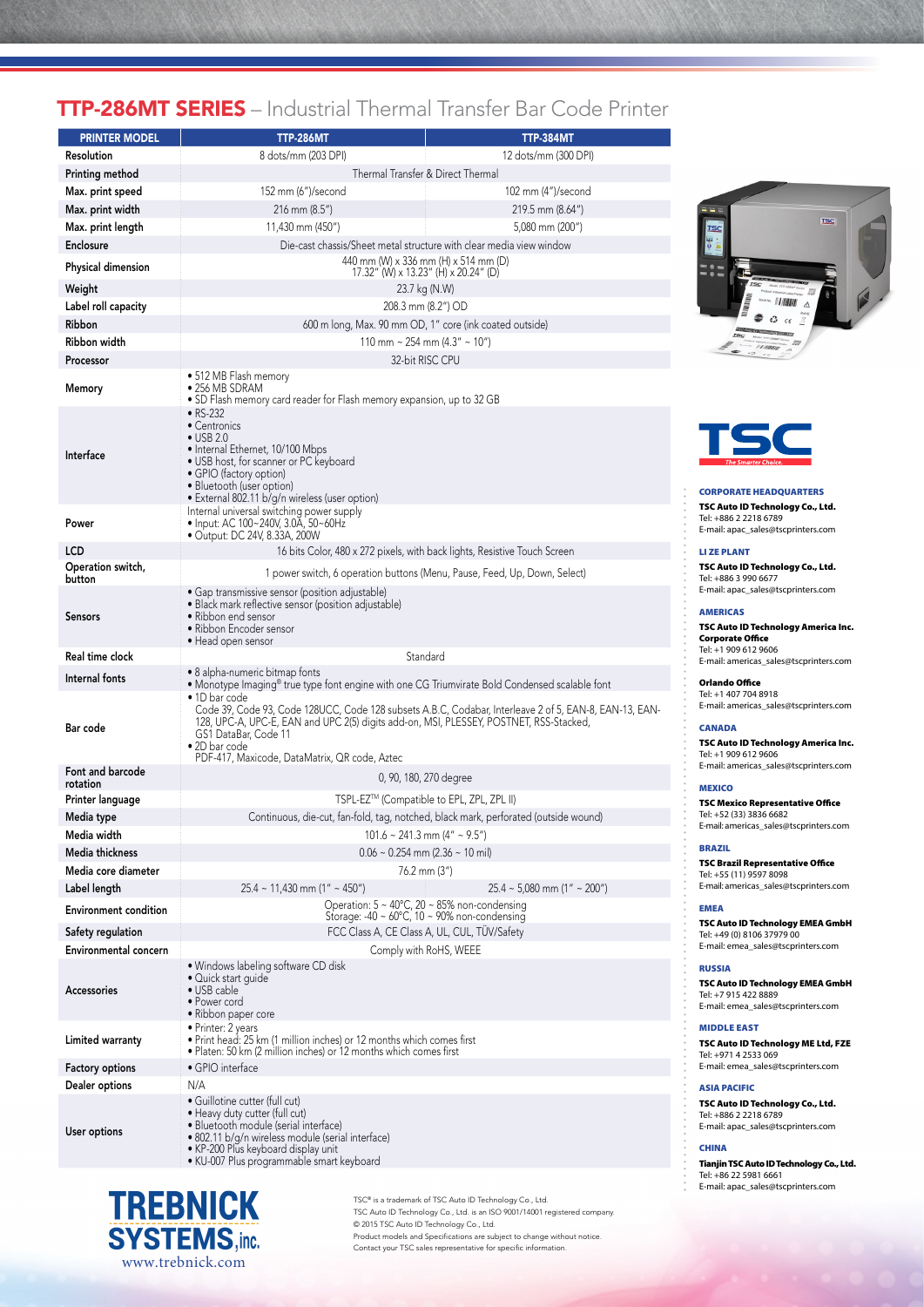# TTP-286MT SERIES – Industrial Thermal Transfer Bar Code Printer

| PRINTER MODEL | TTP-286MT | TTP-384MT |
|---|---|---|
| Resolution | 8 dots/mm (203 DPI) | 12 dots/mm (300 DPI) |
| Printing method | Thermal Transfer & Direct Thermal | |
| Max. print speed | 152 mm (6")/second | 102 mm (4")/second |
| Max. print width | 216 mm (8.5") | 219.5 mm (8.64") |
| Max. print length | 11,430 mm (450") | 5,080 mm (200") |
| Enclosure | Die-cast chassis/Sheet metal structure with clear media view window | |
| Physical dimension | 440 mm (W) x 336 mm (H) x 514 mm (D)<br>17.32" (W) x 13.23" (H) x 20.24" (D) | |
| Weight | 23.7 kg (N.W) | |
| Label roll capacity | 208.3 mm (8.2") OD | |
| Ribbon | 600 m long, Max. 90 mm OD, 1" core (ink coated outside) | |
| Ribbon width | 110 mm ~ 254 mm (4.3" ~ 10") | |
| Processor | 32-bit RISC CPU | |
| Memory | • 512 MB Flash memory<br>• 256 MB SDRAM<br>• SD Flash memory card reader for Flash memory expansion, up to 32 GB | |
| Interface | • RS-232<br>• Centronics<br>• USB 2.0<br>• Internal Ethernet, 10/100 Mbps<br>• USB host, for scanner or PC keyboard<br>• GPIO (factory option)<br>• Bluetooth (user option)<br>• External 802.11 b/g/n wireless (user option) | |
| Power | Internal universal switching power supply<br>• Input: AC 100~240V, 3.0A, 50~60Hz<br>• Output: DC 24V, 8.33A, 200W | |
| LCD | 16 bits Color, 480 x 272 pixels, with back lights, Resistive Touch Screen | |
| Operation switch, button | 1 power switch, 6 operation buttons (Menu, Pause, Feed, Up, Down, Select) | |
| Sensors | • Gap transmissive sensor (position adjustable)<br>• Black mark reflective sensor (position adjustable)<br>• Ribbon end sensor<br>• Ribbon Encoder sensor<br>• Head open sensor | |
| Real time clock | Standard | |
| Internal fonts | • 8 alpha-numeric bitmap fonts<br>• Monotype Imaging® true type font engine with one CG Triumvirate Bold Condensed scalable font | |
| Bar code | • 1D bar code<br>Code 39, Code 93, Code 128UCC, Code 128 subsets A.B.C, Codabar, Interleave 2 of 5, EAN-8, EAN-13, EAN-128, UPC-A, UPC-E, EAN and UPC 2(5) digits add-on, MSI, PLESSEY, POSTNET, RSS-Stacked, GS1 DataBar, Code 11<br>• 2D bar code<br>PDF-417, Maxicode, DataMatrix, QR code, Aztec | |
| Font and barcode rotation | 0, 90, 180, 270 degree | |
| Printer language | TSPL-EZ™ (Compatible to EPL, ZPL, ZPL II) | |
| Media type | Continuous, die-cut, fan-fold, tag, notched, black mark, perforated (outside wound) | |
| Media width | 101.6 ~ 241.3 mm (4" ~ 9.5") | |
| Media thickness | 0.06 ~ 0.254 mm (2.36 ~ 10 mil) | |
| Media core diameter | 76.2 mm (3") | |
| Label length | 25.4 ~ 11,430 mm (1" ~ 450") | 25.4 ~ 5,080 mm (1" ~ 200") |
| Environment condition | Operation: 5 ~ 40°C, 20 ~ 85% non-condensing<br>Storage: -40 ~ 60°C, 10 ~ 90% non-condensing | |
| Safety regulation | FCC Class A, CE Class A, UL, CUL, TÜV/Safety | |
| Environmental concern | Comply with RoHS, WEEE | |
| Accessories | • Windows labeling software CD disk<br>• Quick start guide<br>• USB cable<br>• Power cord<br>• Ribbon paper core | |
| Limited warranty | • Printer: 2 years<br>• Print head: 25 km (1 million inches) or 12 months which comes first<br>• Platen: 50 km (2 million inches) or 12 months which comes first | |
| Factory options | • GPIO interface | |
| Dealer options | N/A | |
| User options | • Guillotine cutter (full cut)<br>• Heavy duty cutter (full cut)<br>• Bluetooth module (serial interface)<br>• 802.11 b/g/n wireless module (serial interface)<br>• KP-200 Plus keyboard display unit<br>• KU-007 Plus programmable smart keyboard | |

TSC
*The Smarter Choice.*

**CORPORATE HEADQUARTERS**
**TSC Auto ID Technology Co., Ltd.**
Tel: +886 2 2218 6789
E-mail: apac_sales@tscprinters.com

**LI ZE PLANT**
**TSC Auto ID Technology Co., Ltd.**
Tel: +886 3 990 6677
E-mail: apac_sales@tscprinters.com

**AMERICAS**
**TSC Auto ID Technology America Inc.**
**Corporate Office**
Tel: +1 909 612 9606
E-mail: americas_sales@tscprinters.com

**Orlando Office**
Tel: +1 407 704 8918
E-mail: americas_sales@tscprinters.com

**CANADA**
**TSC Auto ID Technology America Inc.**
Tel: +1 909 612 9606
E-mail: americas_sales@tscprinters.com

**MEXICO**
**TSC Mexico Representative Office**
Tel: +52 (33) 3836 6682
E-mail: americas_sales@tscprinters.com

**BRAZIL**
**TSC Brazil Representative Office**
Tel: +55 (11) 9597 8098
E-mail: americas_sales@tscprinters.com

**EMEA**
**TSC Auto ID Technology EMEA GmbH**
Tel: +49 (0) 8106 37979 00
E-mail: emea_sales@tscprinters.com

**RUSSIA**
**TSC Auto ID Technology EMEA GmbH**
Tel: +7 915 422 8889
E-mail: emea_sales@tscprinters.com

**MIDDLE EAST**
**TSC Auto ID Technology ME Ltd, FZE**
Tel: +971 4 2533 069
E-mail: emea_sales@tscprinters.com

**ASIA PACIFIC**
**TSC Auto ID Technology Co., Ltd.**
Tel: +886 2 2218 6789
E-mail: apac_sales@tscprinters.com

**CHINA**
**Tianjin TSC Auto ID Technology Co., Ltd.**
Tel: +86 22 5981 6661
E-mail: apac_sales@tscprinters.com

**TREBNICK SYSTEMS, inc.**
www.trebnick.com

TSC® is a trademark of TSC Auto ID Technology Co., Ltd.
TSC Auto ID Technology Co., Ltd. is an ISO 9001/14001 registered company.
© 2015 TSC Auto ID Technology Co., Ltd.
Product models and Specifications are subject to change without notice.
Contact your TSC sales representative for specific information.